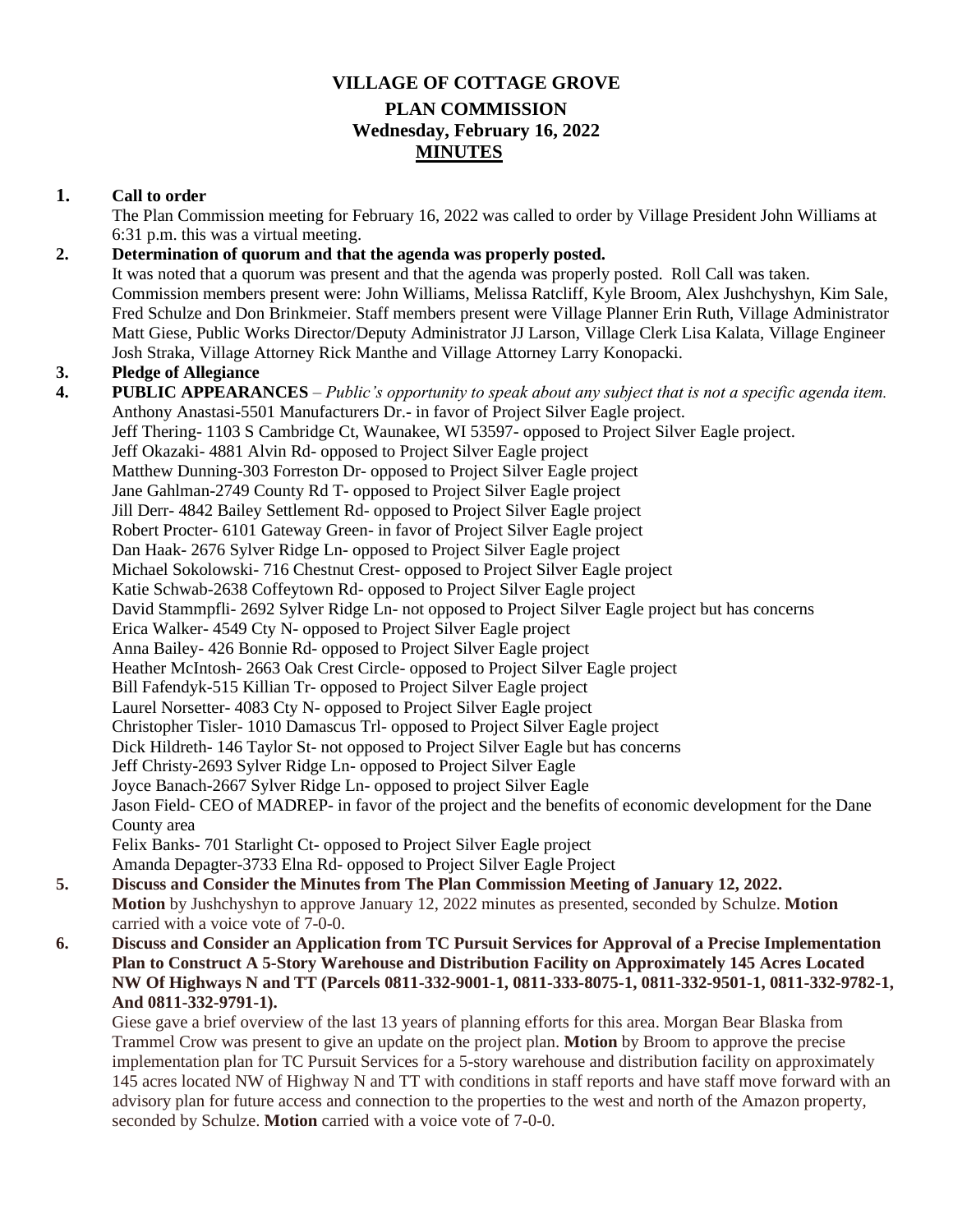# VILLAGE OF COTTAGE GROVE

## PLAN COMMISSION

### Wednesday, February 16, 2022

### MINUTES

**1. Call to order**

The Plan Commission meeting for February 16, 2022 was called to order by Village President John Williams at 6:31 p.m. this was a virtual meeting.

**2. Determination of quorum and that the agenda was properly posted.**

It was noted that a quorum was present and that the agenda was properly posted. Roll Call was taken. Commission members present were: John Williams, Melissa Ratcliff, Kyle Broom, Alex Jushchyshyn, Kim Sale, Fred Schulze and Don Brinkmeier. Staff members present were Village Planner Erin Ruth, Village Administrator Matt Giese, Public Works Director/Deputy Administrator JJ Larson, Village Clerk Lisa Kalata, Village Engineer Josh Straka, Village Attorney Rick Manthe and Village Attorney Larry Konopacki.

**3. Pledge of Allegiance**

**4. PUBLIC APPEARANCES** – *Public's opportunity to speak about any subject that is not a specific agenda item.*

Anthony Anastasi-5501 Manufacturers Dr.- in favor of Project Silver Eagle project.
Jeff Thering- 1103 S Cambridge Ct, Waunakee, WI 53597- opposed to Project Silver Eagle project.
Jeff Okazaki- 4881 Alvin Rd- opposed to Project Silver Eagle project
Matthew Dunning-303 Forreston Dr- opposed to Project Silver Eagle project
Jane Gahlman-2749 County Rd T- opposed to Project Silver Eagle project
Jill Derr- 4842 Bailey Settlement Rd- opposed to Project Silver Eagle project
Robert Procter- 6101 Gateway Green- in favor of Project Silver Eagle project
Dan Haak- 2676 Sylver Ridge Ln- opposed to Project Silver Eagle project
Michael Sokolowski- 716 Chestnut Crest- opposed to Project Silver Eagle project
Katie Schwab-2638 Coffeytown Rd- opposed to Project Silver Eagle project
David Stammpfli- 2692 Sylver Ridge Ln- not opposed to Project Silver Eagle project but has concerns
Erica Walker- 4549 Cty N- opposed to Project Silver Eagle project
Anna Bailey- 426 Bonnie Rd- opposed to Project Silver Eagle project
Heather McIntosh- 2663 Oak Crest Circle- opposed to Project Silver Eagle project
Bill Fafendyk-515 Killian Tr- opposed to Project Silver Eagle project
Laurel Norsetter- 4083 Cty N- opposed to Project Silver Eagle project
Christopher Tisler- 1010 Damascus Trl- opposed to Project Silver Eagle project
Dick Hildreth- 146 Taylor St- not opposed to Project Silver Eagle but has concerns
Jeff Christy-2693 Sylver Ridge Ln- opposed to Project Silver Eagle
Joyce Banach-2667 Sylver Ridge Ln- opposed to project Silver Eagle
Jason Field- CEO of MADREP- in favor of the project and the benefits of economic development for the Dane County area
Felix Banks- 701 Starlight Ct- opposed to Project Silver Eagle project
Amanda Depagter-3733 Elna Rd- opposed to Project Silver Eagle Project

**5. Discuss and Consider the Minutes from The Plan Commission Meeting of January 12, 2022.**

**Motion** by Jushchyshyn to approve January 12, 2022 minutes as presented, seconded by Schulze. **Motion** carried with a voice vote of 7-0-0.

**6. Discuss and Consider an Application from TC Pursuit Services for Approval of a Precise Implementation Plan to Construct A 5-Story Warehouse and Distribution Facility on Approximately 145 Acres Located NW Of Highways N and TT (Parcels 0811-332-9001-1, 0811-333-8075-1, 0811-332-9501-1, 0811-332-9782-1, And 0811-332-9791-1).**

Giese gave a brief overview of the last 13 years of planning efforts for this area. Morgan Bear Blaska from Trammel Crow was present to give an update on the project plan. **Motion** by Broom to approve the precise implementation plan for TC Pursuit Services for a 5-story warehouse and distribution facility on approximately 145 acres located NW of Highway N and TT with conditions in staff reports and have staff move forward with an advisory plan for future access and connection to the properties to the west and north of the Amazon property, seconded by Schulze. **Motion** carried with a voice vote of 7-0-0.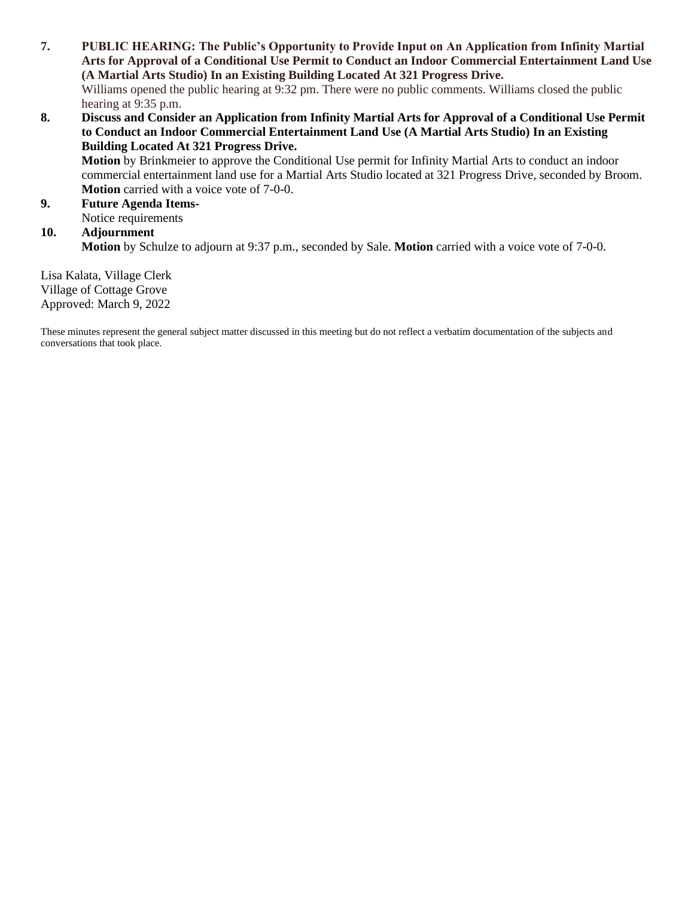7. **PUBLIC HEARING: The Public's Opportunity to Provide Input on An Application from Infinity Martial Arts for Approval of a Conditional Use Permit to Conduct an Indoor Commercial Entertainment Land Use (A Martial Arts Studio) In an Existing Building Located At 321 Progress Drive.**
   Williams opened the public hearing at 9:32 pm. There were no public comments. Williams closed the public hearing at 9:35 p.m.

8. **Discuss and Consider an Application from Infinity Martial Arts for Approval of a Conditional Use Permit to Conduct an Indoor Commercial Entertainment Land Use (A Martial Arts Studio) In an Existing Building Located At 321 Progress Drive.**
   **Motion** by Brinkmeier to approve the Conditional Use permit for Infinity Martial Arts to conduct an indoor commercial entertainment land use for a Martial Arts Studio located at 321 Progress Drive, seconded by Broom. **Motion** carried with a voice vote of 7-0-0.

9. **Future Agenda Items-**
   Notice requirements

10. **Adjournment**
    **Motion** by Schulze to adjourn at 9:37 p.m., seconded by Sale. **Motion** carried with a voice vote of 7-0-0.

Lisa Kalata, Village Clerk
Village of Cottage Grove
Approved: March 9, 2022

These minutes represent the general subject matter discussed in this meeting but do not reflect a verbatim documentation of the subjects and conversations that took place.